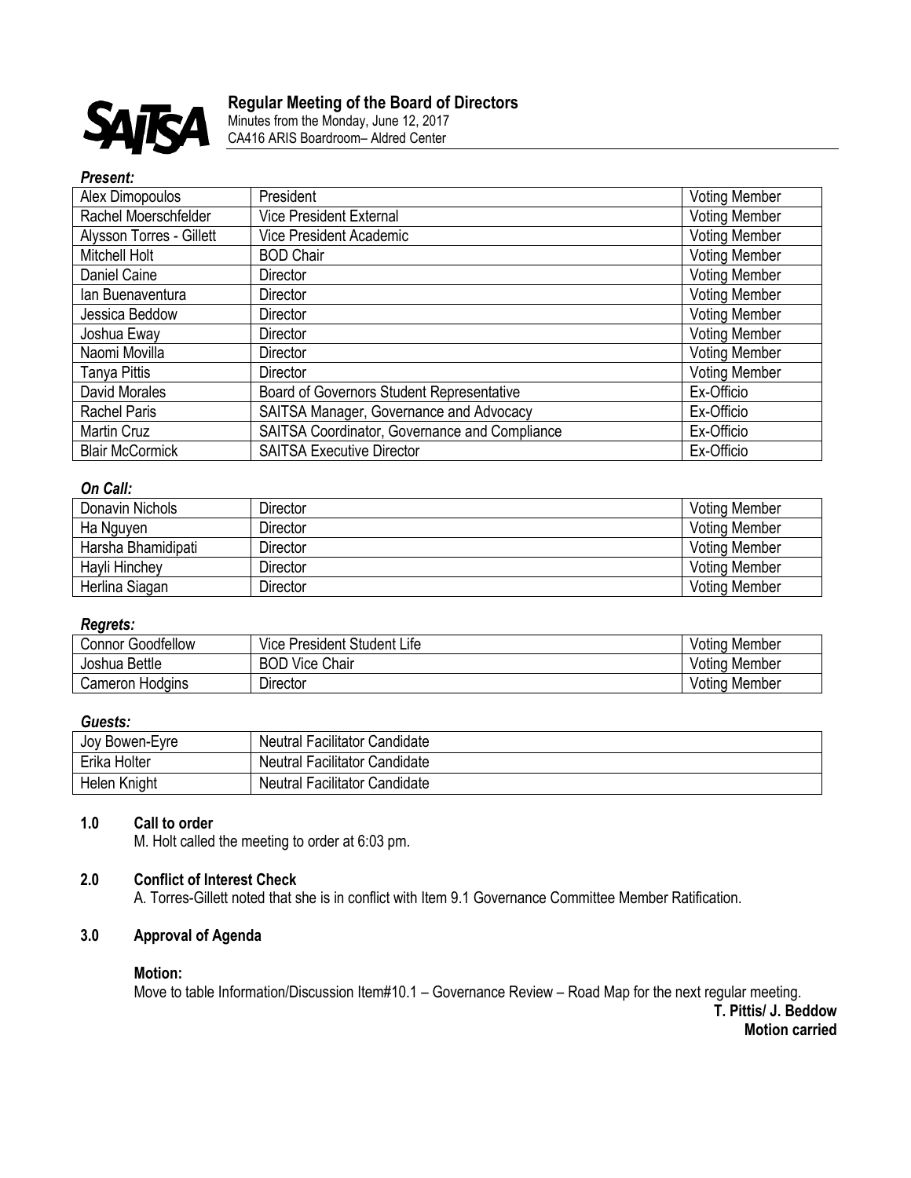# Regular Meeting of the Board of Directors

Minutes from the Monday, June 12, 2017
CA416 ARIS Boardroom– Aldred Center

***Present:***

| | | |
|---|---|---|
| Alex Dimopoulos | President | Voting Member |
| Rachel Moerschfelder | Vice President External | Voting Member |
| Alysson Torres - Gillett | Vice President Academic | Voting Member |
| Mitchell Holt | BOD Chair | Voting Member |
| Daniel Caine | Director | Voting Member |
| Ian Buenaventura | Director | Voting Member |
| Jessica Beddow | Director | Voting Member |
| Joshua Eway | Director | Voting Member |
| Naomi Movilla | Director | Voting Member |
| Tanya Pittis | Director | Voting Member |
| David Morales | Board of Governors Student Representative | Ex-Officio |
| Rachel Paris | SAITSA Manager, Governance and Advocacy | Ex-Officio |
| Martin Cruz | SAITSA Coordinator, Governance and Compliance | Ex-Officio |
| Blair McCormick | SAITSA Executive Director | Ex-Officio |

***On Call:***

| | | |
|---|---|---|
| Donavin Nichols | Director | Voting Member |
| Ha Nguyen | Director | Voting Member |
| Harsha Bhamidipati | Director | Voting Member |
| Hayli Hinchey | Director | Voting Member |
| Herlina Siagan | Director | Voting Member |

***Regrets:***

| | | |
|---|---|---|
| Connor Goodfellow | Vice President Student Life | Voting Member |
| Joshua Bettle | BOD Vice Chair | Voting Member |
| Cameron Hodgins | Director | Voting Member |

***Guests:***

| | |
|---|---|
| Joy Bowen-Eyre | Neutral Facilitator Candidate |
| Erika Holter | Neutral Facilitator Candidate |
| Helen Knight | Neutral Facilitator Candidate |

## 1.0 Call to order

M. Holt called the meeting to order at 6:03 pm.

## 2.0 Conflict of Interest Check

A. Torres-Gillett noted that she is in conflict with Item 9.1 Governance Committee Member Ratification.

## 3.0 Approval of Agenda

**Motion:**

Move to table Information/Discussion Item#10.1 – Governance Review – Road Map for the next regular meeting.

**T. Pittis/ J. Beddow**
**Motion carried**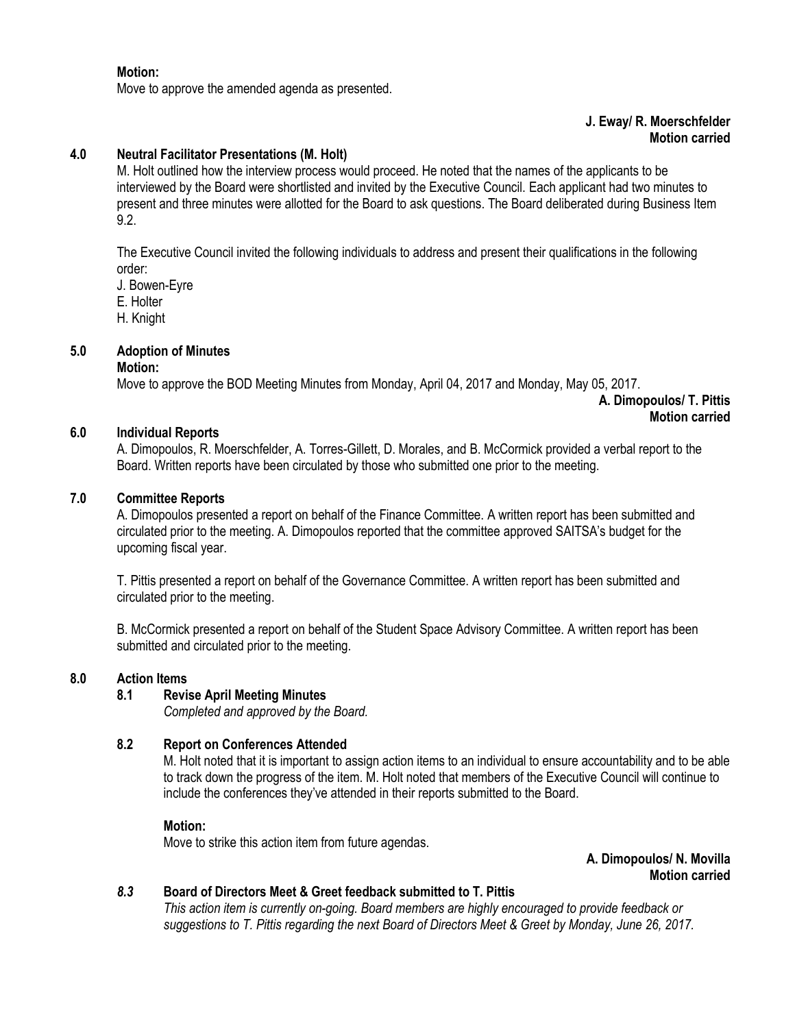**Motion:**
Move to approve the amended agenda as presented.

**J. Eway/ R. Moerschfelder**
**Motion carried**

## 4.0 Neutral Facilitator Presentations (M. Holt)

M. Holt outlined how the interview process would proceed. He noted that the names of the applicants to be interviewed by the Board were shortlisted and invited by the Executive Council. Each applicant had two minutes to present and three minutes were allotted for the Board to ask questions. The Board deliberated during Business Item 9.2.

The Executive Council invited the following individuals to address and present their qualifications in the following order:

J. Bowen-Eyre
E. Holter
H. Knight

## 5.0 Adoption of Minutes

**Motion:**
Move to approve the BOD Meeting Minutes from Monday, April 04, 2017 and Monday, May 05, 2017.

**A. Dimopoulos/ T. Pittis**
**Motion carried**

## 6.0 Individual Reports

A. Dimopoulos, R. Moerschfelder, A. Torres-Gillett, D. Morales, and B. McCormick provided a verbal report to the Board. Written reports have been circulated by those who submitted one prior to the meeting.

## 7.0 Committee Reports

A. Dimopoulos presented a report on behalf of the Finance Committee. A written report has been submitted and circulated prior to the meeting. A. Dimopoulos reported that the committee approved SAITSA's budget for the upcoming fiscal year.

T. Pittis presented a report on behalf of the Governance Committee. A written report has been submitted and circulated prior to the meeting.

B. McCormick presented a report on behalf of the Student Space Advisory Committee. A written report has been submitted and circulated prior to the meeting.

## 8.0 Action Items

### 8.1 Revise April Meeting Minutes

*Completed and approved by the Board.*

### 8.2 Report on Conferences Attended

M. Holt noted that it is important to assign action items to an individual to ensure accountability and to be able to track down the progress of the item. M. Holt noted that members of the Executive Council will continue to include the conferences they've attended in their reports submitted to the Board.

**Motion:**
Move to strike this action item from future agendas.

**A. Dimopoulos/ N. Movilla**
**Motion carried**

### *8.3* Board of Directors Meet & Greet feedback submitted to T. Pittis

*This action item is currently on-going. Board members are highly encouraged to provide feedback or suggestions to T. Pittis regarding the next Board of Directors Meet & Greet by Monday, June 26, 2017.*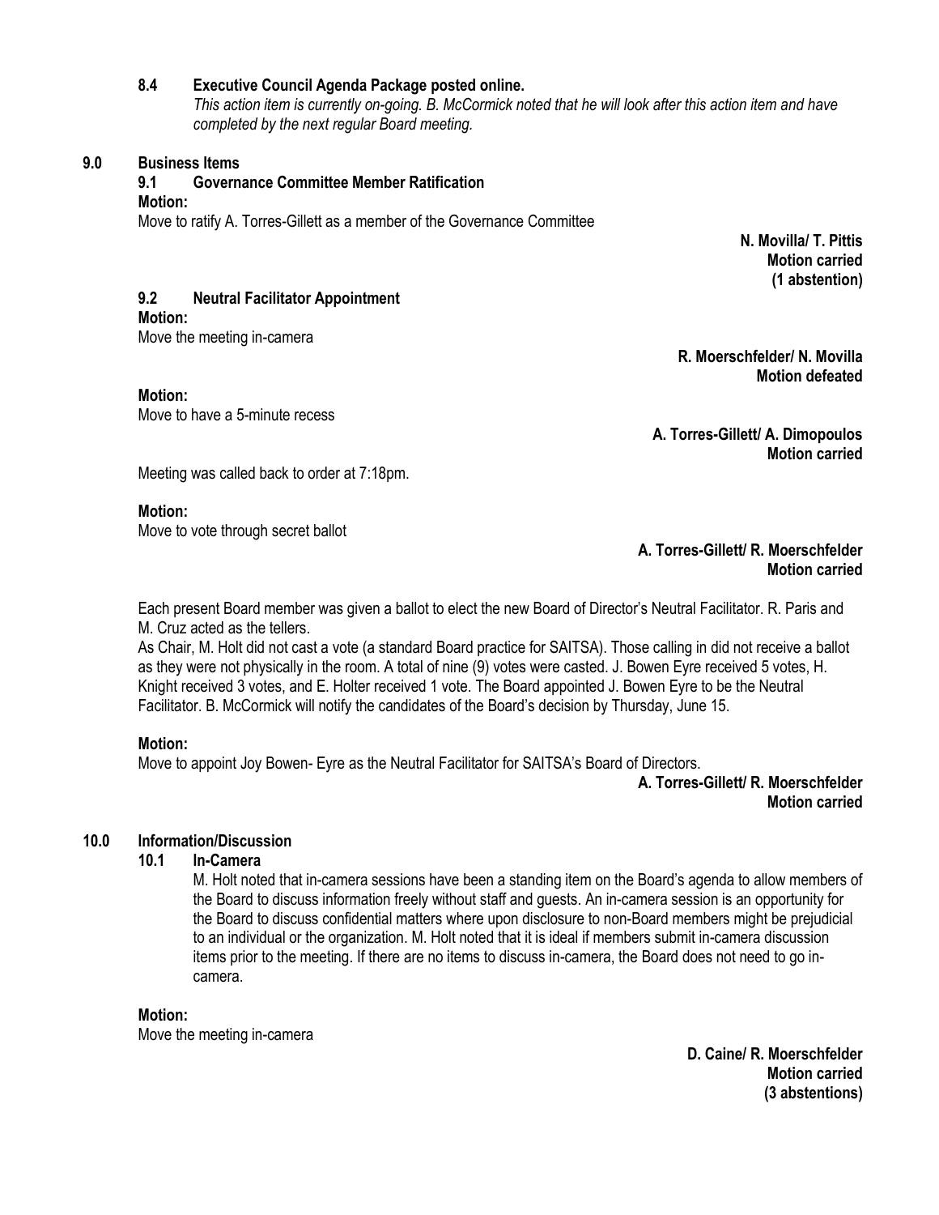### 8.4 Executive Council Agenda Package posted online.

*This action item is currently on-going. B. McCormick noted that he will look after this action item and have completed by the next regular Board meeting.*

## 9.0 Business Items

### 9.1 Governance Committee Member Ratification

**Motion:**

Move to ratify A. Torres-Gillett as a member of the Governance Committee

**N. Movilla/ T. Pittis**
**Motion carried**
**(1 abstention)**

### 9.2 Neutral Facilitator Appointment

**Motion:**

Move the meeting in-camera

**R. Moerschfelder/ N. Movilla**
**Motion defeated**

**Motion:**

Move to have a 5-minute recess

**A. Torres-Gillett/ A. Dimopoulos**
**Motion carried**

Meeting was called back to order at 7:18pm.

**Motion:**

Move to vote through secret ballot

**A. Torres-Gillett/ R. Moerschfelder**
**Motion carried**

Each present Board member was given a ballot to elect the new Board of Director's Neutral Facilitator. R. Paris and M. Cruz acted as the tellers.

As Chair, M. Holt did not cast a vote (a standard Board practice for SAITSA). Those calling in did not receive a ballot as they were not physically in the room. A total of nine (9) votes were casted. J. Bowen Eyre received 5 votes, H. Knight received 3 votes, and E. Holter received 1 vote. The Board appointed J. Bowen Eyre to be the Neutral Facilitator. B. McCormick will notify the candidates of the Board's decision by Thursday, June 15.

**Motion:**

Move to appoint Joy Bowen- Eyre as the Neutral Facilitator for SAITSA's Board of Directors.

**A. Torres-Gillett/ R. Moerschfelder**
**Motion carried**

## 10.0 Information/Discussion

### 10.1 In-Camera

M. Holt noted that in-camera sessions have been a standing item on the Board's agenda to allow members of the Board to discuss information freely without staff and guests. An in-camera session is an opportunity for the Board to discuss confidential matters where upon disclosure to non-Board members might be prejudicial to an individual or the organization. M. Holt noted that it is ideal if members submit in-camera discussion items prior to the meeting. If there are no items to discuss in-camera, the Board does not need to go in-camera.

**Motion:**

Move the meeting in-camera

**D. Caine/ R. Moerschfelder**
**Motion carried**
**(3 abstentions)**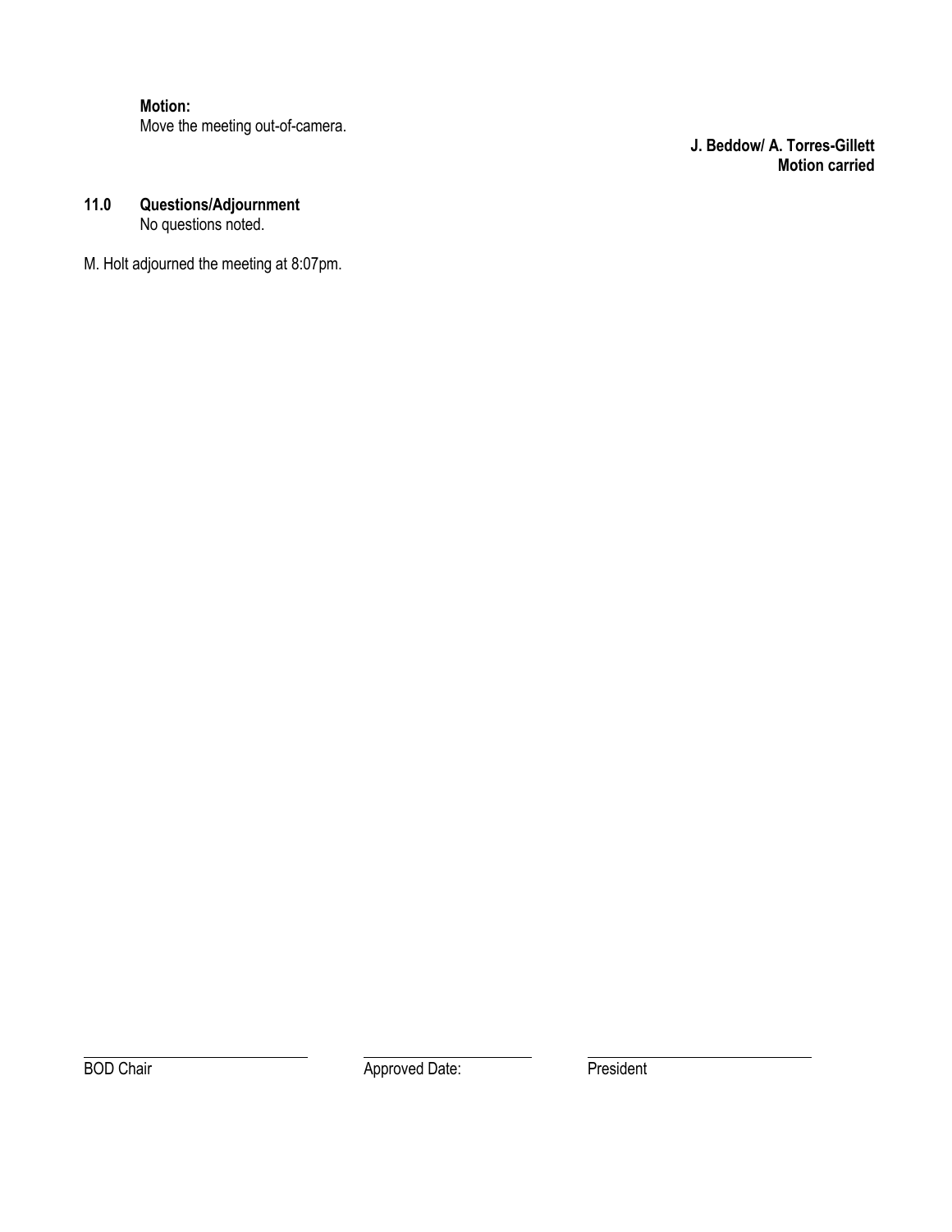**Motion:**
Move the meeting out-of-camera.

**J. Beddow/ A. Torres-Gillett**
**Motion carried**

### 11.0 Questions/Adjournment

No questions noted.

M. Holt adjourned the meeting at 8:07pm.

______________________ ______________________ ______________________
BOD Chair Approved Date: President